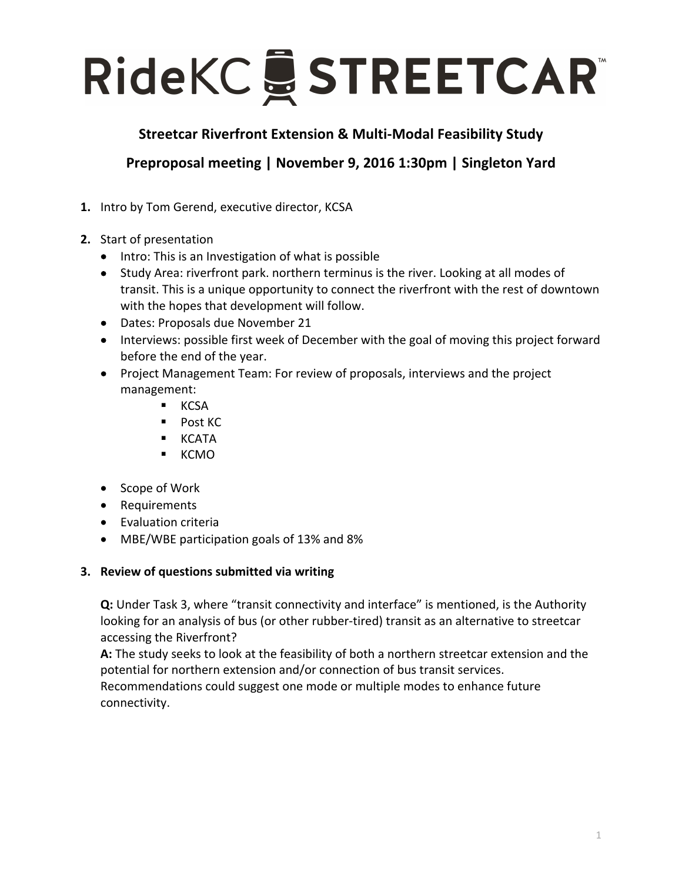# RideKC STREETCAR™

## Streetcar Riverfront Extension & Multi-Modal Feasibility Study

## Preproposal meeting | November 9, 2016 1:30pm | Singleton Yard

1. Intro by Tom Gerend, executive director, KCSA

2. Start of presentation
   - Intro: This is an Investigation of what is possible
   - Study Area: riverfront park. northern terminus is the river. Looking at all modes of transit. This is a unique opportunity to connect the riverfront with the rest of downtown with the hopes that development will follow.
   - Dates: Proposals due November 21
   - Interviews: possible first week of December with the goal of moving this project forward before the end of the year.
   - Project Management Team: For review of proposals, interviews and the project management:
     - KCSA
     - Post KC
     - KCATA
     - KCMO
   - Scope of Work
   - Requirements
   - Evaluation criteria
   - MBE/WBE participation goals of 13% and 8%

3. **Review of questions submitted via writing**

   **Q:** Under Task 3, where "transit connectivity and interface" is mentioned, is the Authority looking for an analysis of bus (or other rubber-tired) transit as an alternative to streetcar accessing the Riverfront?
   **A:** The study seeks to look at the feasibility of both a northern streetcar extension and the potential for northern extension and/or connection of bus transit services. Recommendations could suggest one mode or multiple modes to enhance future connectivity.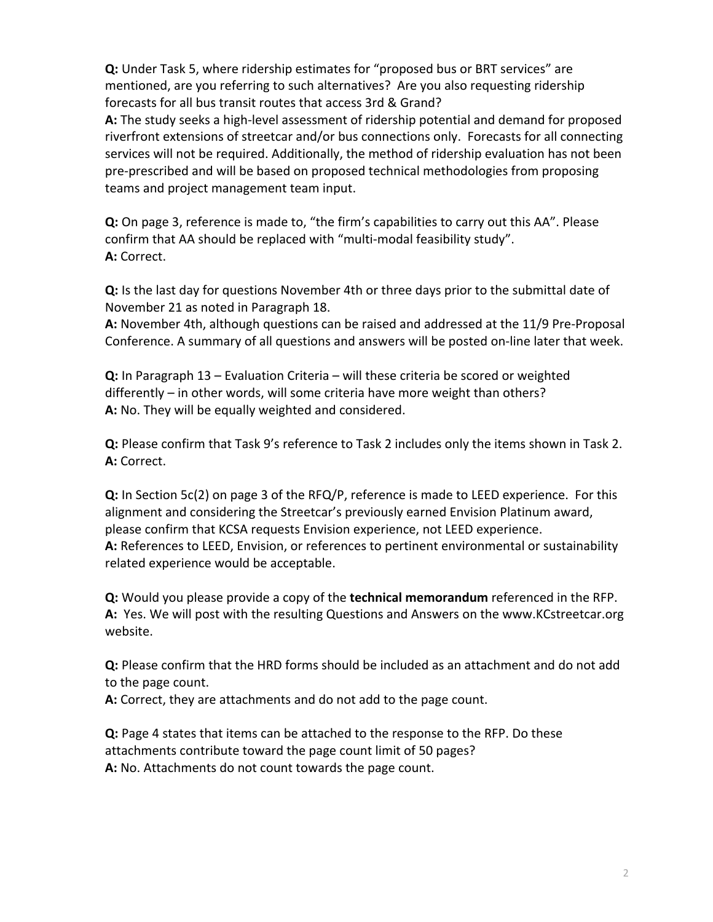**Q:** Under Task 5, where ridership estimates for "proposed bus or BRT services" are mentioned, are you referring to such alternatives? Are you also requesting ridership forecasts for all bus transit routes that access 3rd & Grand?
**A:** The study seeks a high-level assessment of ridership potential and demand for proposed riverfront extensions of streetcar and/or bus connections only. Forecasts for all connecting services will not be required. Additionally, the method of ridership evaluation has not been pre-prescribed and will be based on proposed technical methodologies from proposing teams and project management team input.

**Q:** On page 3, reference is made to, "the firm's capabilities to carry out this AA". Please confirm that AA should be replaced with "multi-modal feasibility study".
**A:** Correct.

**Q:** Is the last day for questions November 4th or three days prior to the submittal date of November 21 as noted in Paragraph 18.
**A:** November 4th, although questions can be raised and addressed at the 11/9 Pre-Proposal Conference. A summary of all questions and answers will be posted on-line later that week.

**Q:** In Paragraph 13 – Evaluation Criteria – will these criteria be scored or weighted differently – in other words, will some criteria have more weight than others?
**A:** No. They will be equally weighted and considered.

**Q:** Please confirm that Task 9's reference to Task 2 includes only the items shown in Task 2.
**A:** Correct.

**Q:** In Section 5c(2) on page 3 of the RFQ/P, reference is made to LEED experience. For this alignment and considering the Streetcar's previously earned Envision Platinum award, please confirm that KCSA requests Envision experience, not LEED experience.
**A:** References to LEED, Envision, or references to pertinent environmental or sustainability related experience would be acceptable.

**Q:** Would you please provide a copy of the **technical memorandum** referenced in the RFP.
**A:** Yes. We will post with the resulting Questions and Answers on the www.KCstreetcar.org website.

**Q:** Please confirm that the HRD forms should be included as an attachment and do not add to the page count.
**A:** Correct, they are attachments and do not add to the page count.

**Q:** Page 4 states that items can be attached to the response to the RFP. Do these attachments contribute toward the page count limit of 50 pages?
**A:** No. Attachments do not count towards the page count.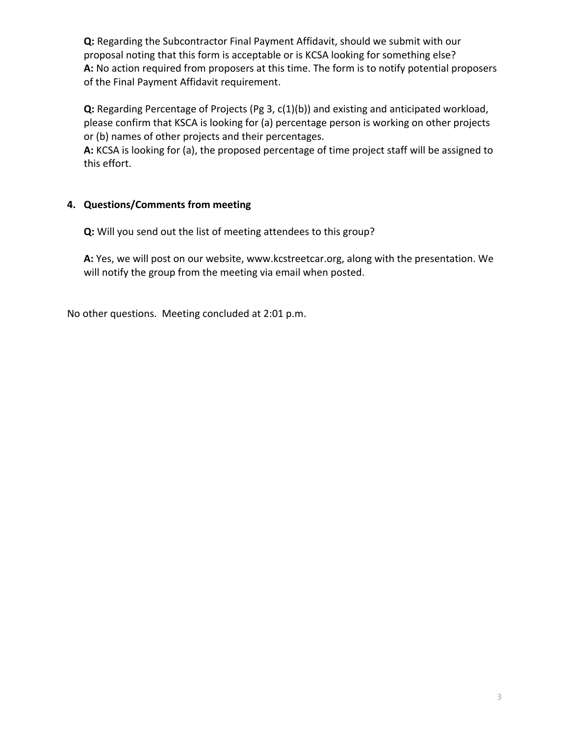**Q:** Regarding the Subcontractor Final Payment Affidavit, should we submit with our proposal noting that this form is acceptable or is KCSA looking for something else?
**A:** No action required from proposers at this time. The form is to notify potential proposers of the Final Payment Affidavit requirement.

**Q:** Regarding Percentage of Projects (Pg 3, c(1)(b)) and existing and anticipated workload, please confirm that KSCA is looking for (a) percentage person is working on other projects or (b) names of other projects and their percentages.
**A:** KCSA is looking for (a), the proposed percentage of time project staff will be assigned to this effort.

**4. Questions/Comments from meeting**

**Q:** Will you send out the list of meeting attendees to this group?

**A:** Yes, we will post on our website, www.kcstreetcar.org, along with the presentation. We will notify the group from the meeting via email when posted.

No other questions. Meeting concluded at 2:01 p.m.